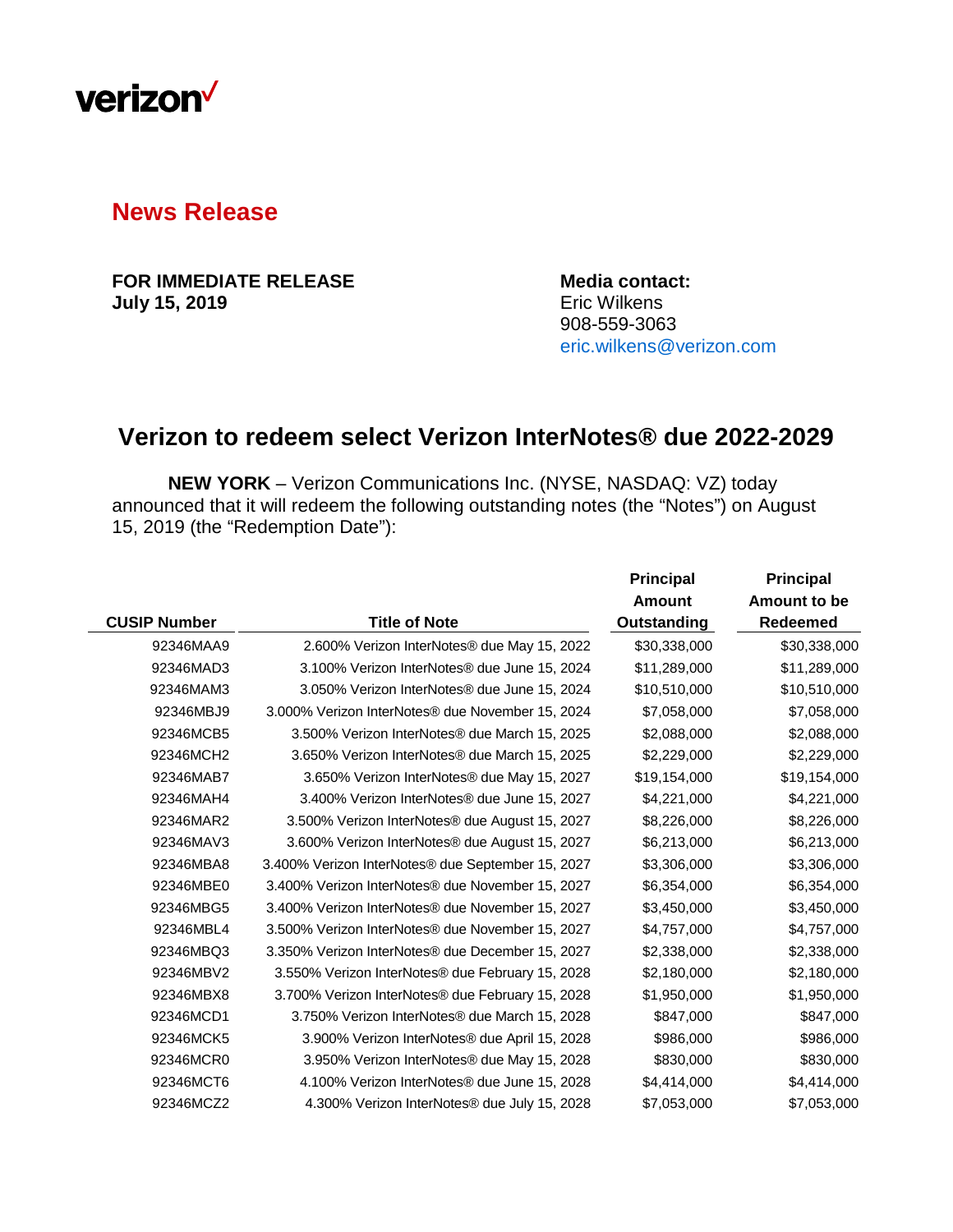verizon✓

## News Release

**FOR IMMEDIATE RELEASE**
**July 15, 2019**

**Media contact:**
Eric Wilkens
908-559-3063
eric.wilkens@verizon.com

# Verizon to redeem select Verizon InterNotes® due 2022-2029

**NEW YORK** – Verizon Communications Inc. (NYSE, NASDAQ: VZ) today announced that it will redeem the following outstanding notes (the "Notes") on August 15, 2019 (the "Redemption Date"):

| CUSIP Number | Title of Note | Principal Amount Outstanding | Principal Amount to be Redeemed |
|---|---|---|---|
| 92346MAA9 | 2.600% Verizon InterNotes® due May 15, 2022 | $30,338,000 | $30,338,000 |
| 92346MAD3 | 3.100% Verizon InterNotes® due June 15, 2024 | $11,289,000 | $11,289,000 |
| 92346MAM3 | 3.050% Verizon InterNotes® due June 15, 2024 | $10,510,000 | $10,510,000 |
| 92346MBJ9 | 3.000% Verizon InterNotes® due November 15, 2024 | $7,058,000 | $7,058,000 |
| 92346MCB5 | 3.500% Verizon InterNotes® due March 15, 2025 | $2,088,000 | $2,088,000 |
| 92346MCH2 | 3.650% Verizon InterNotes® due March 15, 2025 | $2,229,000 | $2,229,000 |
| 92346MAB7 | 3.650% Verizon InterNotes® due May 15, 2027 | $19,154,000 | $19,154,000 |
| 92346MAH4 | 3.400% Verizon InterNotes® due June 15, 2027 | $4,221,000 | $4,221,000 |
| 92346MAR2 | 3.500% Verizon InterNotes® due August 15, 2027 | $8,226,000 | $8,226,000 |
| 92346MAV3 | 3.600% Verizon InterNotes® due August 15, 2027 | $6,213,000 | $6,213,000 |
| 92346MBA8 | 3.400% Verizon InterNotes® due September 15, 2027 | $3,306,000 | $3,306,000 |
| 92346MBE0 | 3.400% Verizon InterNotes® due November 15, 2027 | $6,354,000 | $6,354,000 |
| 92346MBG5 | 3.400% Verizon InterNotes® due November 15, 2027 | $3,450,000 | $3,450,000 |
| 92346MBL4 | 3.500% Verizon InterNotes® due November 15, 2027 | $4,757,000 | $4,757,000 |
| 92346MBQ3 | 3.350% Verizon InterNotes® due December 15, 2027 | $2,338,000 | $2,338,000 |
| 92346MBV2 | 3.550% Verizon InterNotes® due February 15, 2028 | $2,180,000 | $2,180,000 |
| 92346MBX8 | 3.700% Verizon InterNotes® due February 15, 2028 | $1,950,000 | $1,950,000 |
| 92346MCD1 | 3.750% Verizon InterNotes® due March 15, 2028 | $847,000 | $847,000 |
| 92346MCK5 | 3.900% Verizon InterNotes® due April 15, 2028 | $986,000 | $986,000 |
| 92346MCR0 | 3.950% Verizon InterNotes® due May 15, 2028 | $830,000 | $830,000 |
| 92346MCT6 | 4.100% Verizon InterNotes® due June 15, 2028 | $4,414,000 | $4,414,000 |
| 92346MCZ2 | 4.300% Verizon InterNotes® due July 15, 2028 | $7,053,000 | $7,053,000 |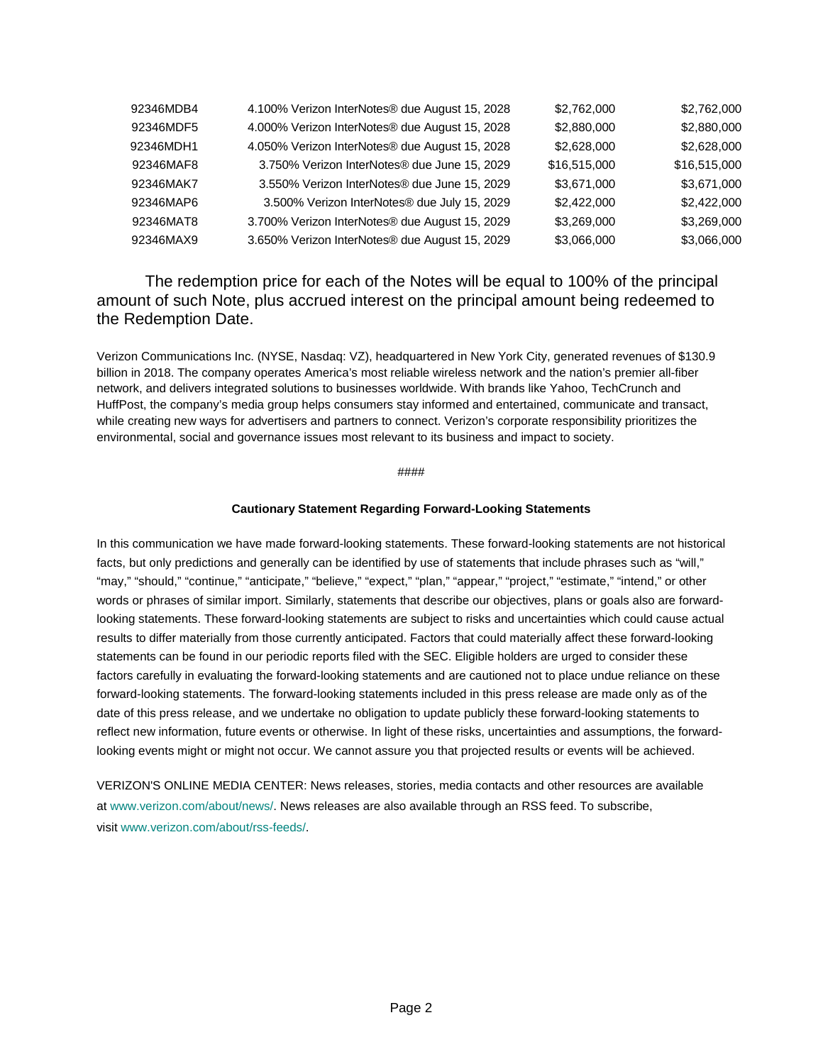| | | | |
|---|---|---|---|
| 92346MDB4 | 4.100% Verizon InterNotes® due August 15, 2028 | $2,762,000 | $2,762,000 |
| 92346MDF5 | 4.000% Verizon InterNotes® due August 15, 2028 | $2,880,000 | $2,880,000 |
| 92346MDH1 | 4.050% Verizon InterNotes® due August 15, 2028 | $2,628,000 | $2,628,000 |
| 92346MAF8 | 3.750% Verizon InterNotes® due June 15, 2029 | $16,515,000 | $16,515,000 |
| 92346MAK7 | 3.550% Verizon InterNotes® due June 15, 2029 | $3,671,000 | $3,671,000 |
| 92346MAP6 | 3.500% Verizon InterNotes® due July 15, 2029 | $2,422,000 | $2,422,000 |
| 92346MAT8 | 3.700% Verizon InterNotes® due August 15, 2029 | $3,269,000 | $3,269,000 |
| 92346MAX9 | 3.650% Verizon InterNotes® due August 15, 2029 | $3,066,000 | $3,066,000 |

The redemption price for each of the Notes will be equal to 100% of the principal amount of such Note, plus accrued interest on the principal amount being redeemed to the Redemption Date.

Verizon Communications Inc. (NYSE, Nasdaq: VZ), headquartered in New York City, generated revenues of $130.9 billion in 2018. The company operates America's most reliable wireless network and the nation's premier all-fiber network, and delivers integrated solutions to businesses worldwide. With brands like Yahoo, TechCrunch and HuffPost, the company's media group helps consumers stay informed and entertained, communicate and transact, while creating new ways for advertisers and partners to connect. Verizon's corporate responsibility prioritizes the environmental, social and governance issues most relevant to its business and impact to society.

####

**Cautionary Statement Regarding Forward-Looking Statements**

In this communication we have made forward-looking statements. These forward-looking statements are not historical facts, but only predictions and generally can be identified by use of statements that include phrases such as "will," "may," "should," "continue," "anticipate," "believe," "expect," "plan," "appear," "project," "estimate," "intend," or other words or phrases of similar import. Similarly, statements that describe our objectives, plans or goals also are forward-looking statements. These forward-looking statements are subject to risks and uncertainties which could cause actual results to differ materially from those currently anticipated. Factors that could materially affect these forward-looking statements can be found in our periodic reports filed with the SEC. Eligible holders are urged to consider these factors carefully in evaluating the forward-looking statements and are cautioned not to place undue reliance on these forward-looking statements. The forward-looking statements included in this press release are made only as of the date of this press release, and we undertake no obligation to update publicly these forward-looking statements to reflect new information, future events or otherwise. In light of these risks, uncertainties and assumptions, the forward-looking events might or might not occur. We cannot assure you that projected results or events will be achieved.

VERIZON'S ONLINE MEDIA CENTER: News releases, stories, media contacts and other resources are available at www.verizon.com/about/news/. News releases are also available through an RSS feed. To subscribe, visit www.verizon.com/about/rss-feeds/.